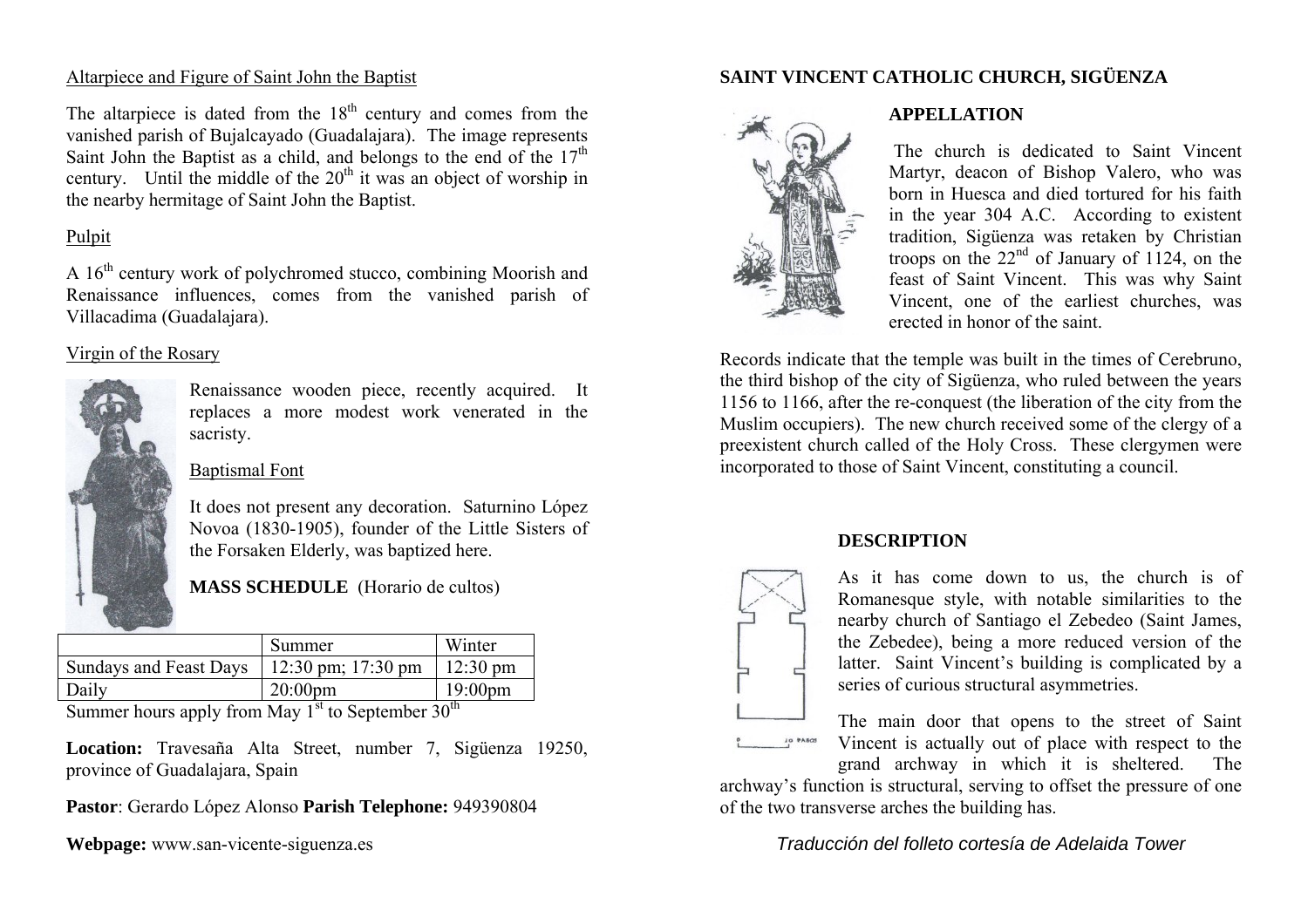Altarpiece and Figure of Saint John the Baptist

The altarpiece is dated from the 18th century and comes from the vanished parish of Bujalcayado (Guadalajara). The image represents Saint John the Baptist as a child, and belongs to the end of the 17th century. Until the middle of the 20th it was an object of worship in the nearby hermitage of Saint John the Baptist.

Pulpit

A 16th century work of polychromed stucco, combining Moorish and Renaissance influences, comes from the vanished parish of Villacadima (Guadalajara).

Virgin of the Rosary

Renaissance wooden piece, recently acquired. It replaces a more modest work venerated in the sacristy.

Baptismal Font

It does not present any decoration. Saturnino López Novoa (1830-1905), founder of the Little Sisters of the Forsaken Elderly, was baptized here.

**MASS SCHEDULE** (Horario de cultos)

| | Summer | Winter |
|---|---|---|
| Sundays and Feast Days | 12:30 pm; 17:30 pm | 12:30 pm |
| Daily | 20:00pm | 19:00pm |

Summer hours apply from May 1st to September 30th

**Location:** Travesaña Alta Street, number 7, Sigüenza 19250, province of Guadalajara, Spain

**Pastor**: Gerardo López Alonso **Parish Telephone:** 949390804

**Webpage:** www.san-vicente-siguenza.es

## SAINT VINCENT CATHOLIC CHURCH, SIGÜENZA

### APPELLATION

The church is dedicated to Saint Vincent Martyr, deacon of Bishop Valero, who was born in Huesca and died tortured for his faith in the year 304 A.C. According to existent tradition, Sigüenza was retaken by Christian troops on the 22nd of January of 1124, on the feast of Saint Vincent. This was why Saint Vincent, one of the earliest churches, was erected in honor of the saint.

Records indicate that the temple was built in the times of Cerebruno, the third bishop of the city of Sigüenza, who ruled between the years 1156 to 1166, after the re-conquest (the liberation of the city from the Muslim occupiers). The new church received some of the clergy of a preexistent church called of the Holy Cross. These clergymen were incorporated to those of Saint Vincent, constituting a council.

### DESCRIPTION

As it has come down to us, the church is of Romanesque style, with notable similarities to the nearby church of Santiago el Zebedeo (Saint James, the Zebedee), being a more reduced version of the latter. Saint Vincent's building is complicated by a series of curious structural asymmetries.

The main door that opens to the street of Saint Vincent is actually out of place with respect to the grand archway in which it is sheltered. The archway's function is structural, serving to offset the pressure of one of the two transverse arches the building has.

*Traducción del folleto cortesía de Adelaida Tower*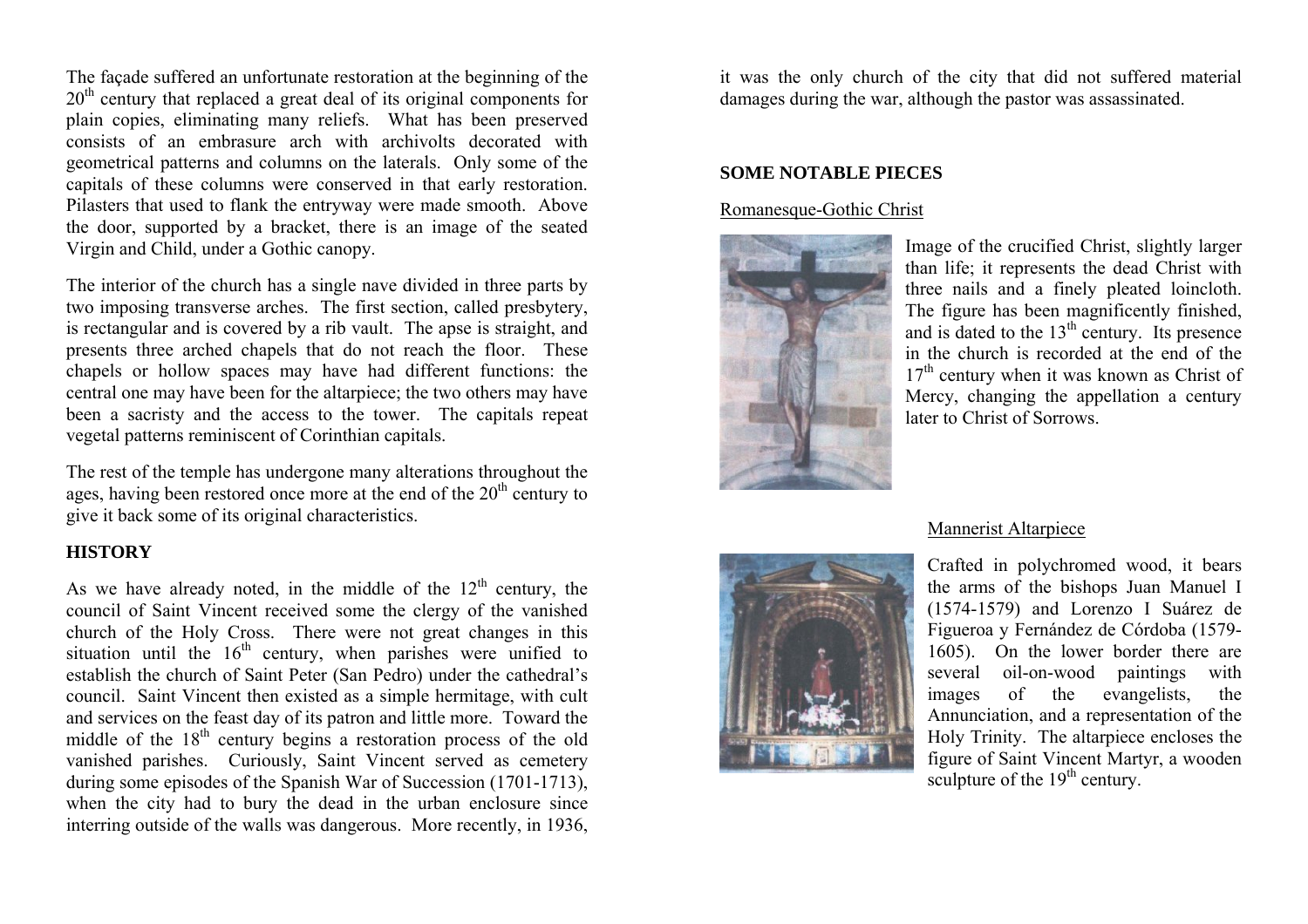The façade suffered an unfortunate restoration at the beginning of the 20th century that replaced a great deal of its original components for plain copies, eliminating many reliefs. What has been preserved consists of an embrasure arch with archivolts decorated with geometrical patterns and columns on the laterals. Only some of the capitals of these columns were conserved in that early restoration. Pilasters that used to flank the entryway were made smooth. Above the door, supported by a bracket, there is an image of the seated Virgin and Child, under a Gothic canopy.

The interior of the church has a single nave divided in three parts by two imposing transverse arches. The first section, called presbytery, is rectangular and is covered by a rib vault. The apse is straight, and presents three arched chapels that do not reach the floor. These chapels or hollow spaces may have had different functions: the central one may have been for the altarpiece; the two others may have been a sacristy and the access to the tower. The capitals repeat vegetal patterns reminiscent of Corinthian capitals.

The rest of the temple has undergone many alterations throughout the ages, having been restored once more at the end of the 20th century to give it back some of its original characteristics.

## HISTORY

As we have already noted, in the middle of the 12th century, the council of Saint Vincent received some the clergy of the vanished church of the Holy Cross. There were not great changes in this situation until the 16th century, when parishes were unified to establish the church of Saint Peter (San Pedro) under the cathedral's council. Saint Vincent then existed as a simple hermitage, with cult and services on the feast day of its patron and little more. Toward the middle of the 18th century begins a restoration process of the old vanished parishes. Curiously, Saint Vincent served as cemetery during some episodes of the Spanish War of Succession (1701-1713), when the city had to bury the dead in the urban enclosure since interring outside of the walls was dangerous. More recently, in 1936, it was the only church of the city that did not suffered material damages during the war, although the pastor was assassinated.

## SOME NOTABLE PIECES

### Romanesque-Gothic Christ

Image of the crucified Christ, slightly larger than life; it represents the dead Christ with three nails and a finely pleated loincloth. The figure has been magnificently finished, and is dated to the 13th century. Its presence in the church is recorded at the end of the 17th century when it was known as Christ of Mercy, changing the appellation a century later to Christ of Sorrows.

### Mannerist Altarpiece

Crafted in polychromed wood, it bears the arms of the bishops Juan Manuel I (1574-1579) and Lorenzo I Suárez de Figueroa y Fernández de Córdoba (1579-1605). On the lower border there are several oil-on-wood paintings with images of the evangelists, the Annunciation, and a representation of the Holy Trinity. The altarpiece encloses the figure of Saint Vincent Martyr, a wooden sculpture of the 19th century.